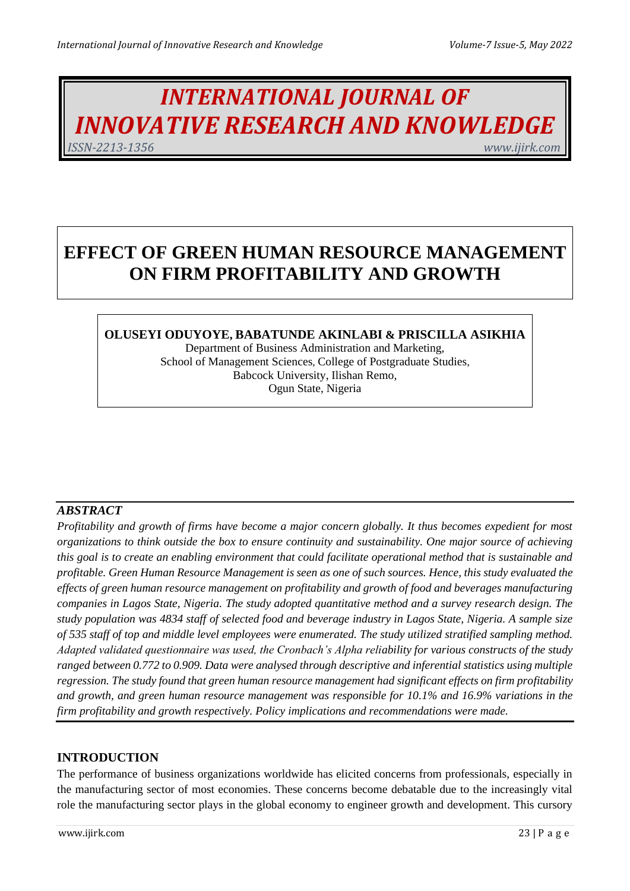# INTERNATIONAL JOURNAL OF INNOVATIVE RESEARCH AND KNOWLEDGE

*ISSN-2213-1356* *www.ijirk.com*

# EFFECT OF GREEN HUMAN RESOURCE MANAGEMENT ON FIRM PROFITABILITY AND GROWTH

**OLUSEYI ODUYOYE, BABATUNDE AKINLABI & PRISCILLA ASIKHIA**

Department of Business Administration and Marketing,
School of Management Sciences, College of Postgraduate Studies,
Babcock University, Ilishan Remo,
Ogun State, Nigeria

## *ABSTRACT*

*Profitability and growth of firms have become a major concern globally. It thus becomes expedient for most organizations to think outside the box to ensure continuity and sustainability. One major source of achieving this goal is to create an enabling environment that could facilitate operational method that is sustainable and profitable. Green Human Resource Management is seen as one of such sources. Hence, this study evaluated the effects of green human resource management on profitability and growth of food and beverages manufacturing companies in Lagos State, Nigeria. The study adopted quantitative method and a survey research design. The study population was 4834 staff of selected food and beverage industry in Lagos State, Nigeria. A sample size of 535 staff of top and middle level employees were enumerated. The study utilized stratified sampling method. Adapted validated questionnaire was used, the Cronbach's Alpha reliability for various constructs of the study ranged between 0.772 to 0.909. Data were analysed through descriptive and inferential statistics using multiple regression. The study found that green human resource management had significant effects on firm profitability and growth, and green human resource management was responsible for 10.1% and 16.9% variations in the firm profitability and growth respectively. Policy implications and recommendations were made.*

## INTRODUCTION

The performance of business organizations worldwide has elicited concerns from professionals, especially in the manufacturing sector of most economies. These concerns become debatable due to the increasingly vital role the manufacturing sector plays in the global economy to engineer growth and development. This cursory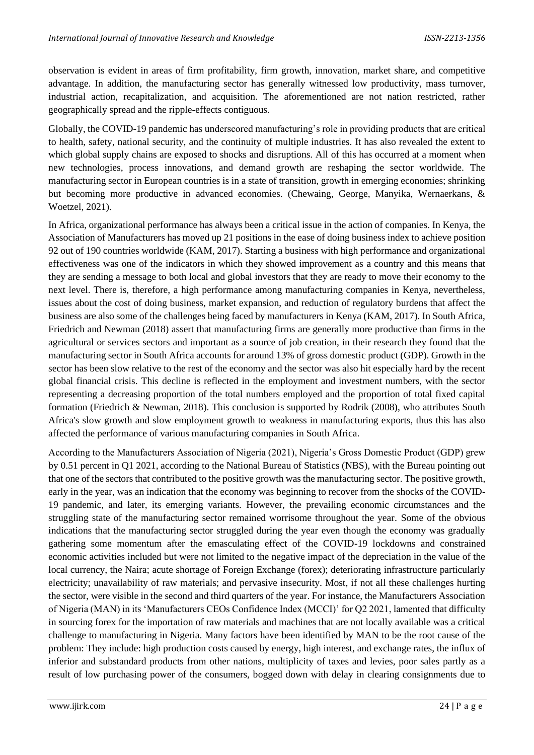observation is evident in areas of firm profitability, firm growth, innovation, market share, and competitive advantage. In addition, the manufacturing sector has generally witnessed low productivity, mass turnover, industrial action, recapitalization, and acquisition. The aforementioned are not nation restricted, rather geographically spread and the ripple-effects contiguous.

Globally, the COVID-19 pandemic has underscored manufacturing's role in providing products that are critical to health, safety, national security, and the continuity of multiple industries. It has also revealed the extent to which global supply chains are exposed to shocks and disruptions. All of this has occurred at a moment when new technologies, process innovations, and demand growth are reshaping the sector worldwide. The manufacturing sector in European countries is in a state of transition, growth in emerging economies; shrinking but becoming more productive in advanced economies. (Chewaing, George, Manyika, Wernaerkans, & Woetzel, 2021).

In Africa, organizational performance has always been a critical issue in the action of companies. In Kenya, the Association of Manufacturers has moved up 21 positions in the ease of doing business index to achieve position 92 out of 190 countries worldwide (KAM, 2017). Starting a business with high performance and organizational effectiveness was one of the indicators in which they showed improvement as a country and this means that they are sending a message to both local and global investors that they are ready to move their economy to the next level. There is, therefore, a high performance among manufacturing companies in Kenya, nevertheless, issues about the cost of doing business, market expansion, and reduction of regulatory burdens that affect the business are also some of the challenges being faced by manufacturers in Kenya (KAM, 2017). In South Africa, Friedrich and Newman (2018) assert that manufacturing firms are generally more productive than firms in the agricultural or services sectors and important as a source of job creation, in their research they found that the manufacturing sector in South Africa accounts for around 13% of gross domestic product (GDP). Growth in the sector has been slow relative to the rest of the economy and the sector was also hit especially hard by the recent global financial crisis. This decline is reflected in the employment and investment numbers, with the sector representing a decreasing proportion of the total numbers employed and the proportion of total fixed capital formation (Friedrich & Newman, 2018). This conclusion is supported by Rodrik (2008), who attributes South Africa's slow growth and slow employment growth to weakness in manufacturing exports, thus this has also affected the performance of various manufacturing companies in South Africa.

According to the Manufacturers Association of Nigeria (2021), Nigeria's Gross Domestic Product (GDP) grew by 0.51 percent in Q1 2021, according to the National Bureau of Statistics (NBS), with the Bureau pointing out that one of the sectors that contributed to the positive growth was the manufacturing sector. The positive growth, early in the year, was an indication that the economy was beginning to recover from the shocks of the COVID-19 pandemic, and later, its emerging variants. However, the prevailing economic circumstances and the struggling state of the manufacturing sector remained worrisome throughout the year. Some of the obvious indications that the manufacturing sector struggled during the year even though the economy was gradually gathering some momentum after the emasculating effect of the COVID-19 lockdowns and constrained economic activities included but were not limited to the negative impact of the depreciation in the value of the local currency, the Naira; acute shortage of Foreign Exchange (forex); deteriorating infrastructure particularly electricity; unavailability of raw materials; and pervasive insecurity. Most, if not all these challenges hurting the sector, were visible in the second and third quarters of the year. For instance, the Manufacturers Association of Nigeria (MAN) in its 'Manufacturers CEOs Confidence Index (MCCI)' for Q2 2021, lamented that difficulty in sourcing forex for the importation of raw materials and machines that are not locally available was a critical challenge to manufacturing in Nigeria. Many factors have been identified by MAN to be the root cause of the problem: They include: high production costs caused by energy, high interest, and exchange rates, the influx of inferior and substandard products from other nations, multiplicity of taxes and levies, poor sales partly as a result of low purchasing power of the consumers, bogged down with delay in clearing consignments due to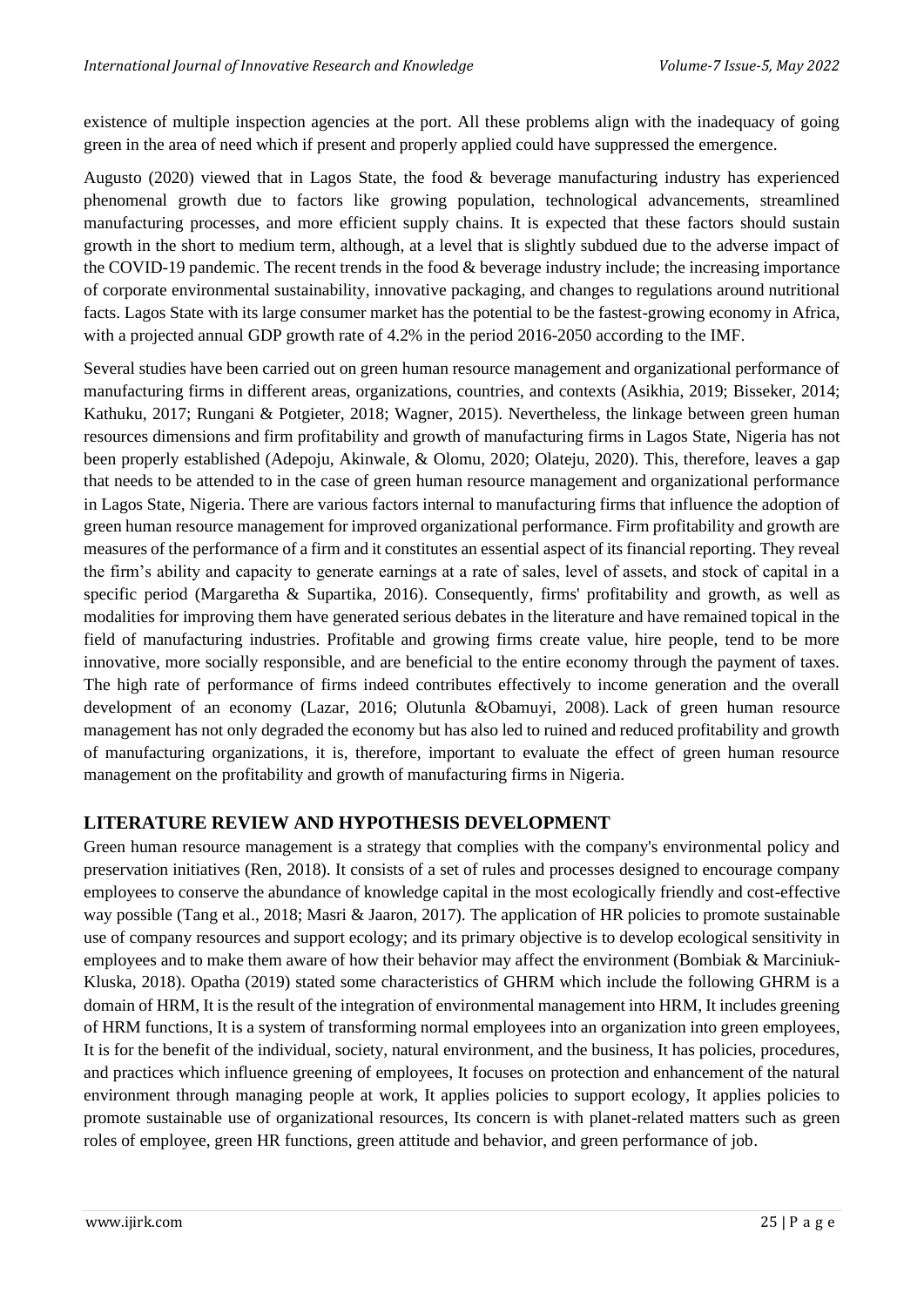existence of multiple inspection agencies at the port. All these problems align with the inadequacy of going green in the area of need which if present and properly applied could have suppressed the emergence.

Augusto (2020) viewed that in Lagos State, the food & beverage manufacturing industry has experienced phenomenal growth due to factors like growing population, technological advancements, streamlined manufacturing processes, and more efficient supply chains. It is expected that these factors should sustain growth in the short to medium term, although, at a level that is slightly subdued due to the adverse impact of the COVID-19 pandemic. The recent trends in the food & beverage industry include; the increasing importance of corporate environmental sustainability, innovative packaging, and changes to regulations around nutritional facts. Lagos State with its large consumer market has the potential to be the fastest-growing economy in Africa, with a projected annual GDP growth rate of 4.2% in the period 2016-2050 according to the IMF.

Several studies have been carried out on green human resource management and organizational performance of manufacturing firms in different areas, organizations, countries, and contexts (Asikhia, 2019; Bisseker, 2014; Kathuku, 2017; Rungani & Potgieter, 2018; Wagner, 2015). Nevertheless, the linkage between green human resources dimensions and firm profitability and growth of manufacturing firms in Lagos State, Nigeria has not been properly established (Adepoju, Akinwale, & Olomu, 2020; Olateju, 2020). This, therefore, leaves a gap that needs to be attended to in the case of green human resource management and organizational performance in Lagos State, Nigeria. There are various factors internal to manufacturing firms that influence the adoption of green human resource management for improved organizational performance. Firm profitability and growth are measures of the performance of a firm and it constitutes an essential aspect of its financial reporting. They reveal the firm's ability and capacity to generate earnings at a rate of sales, level of assets, and stock of capital in a specific period (Margaretha & Supartika, 2016). Consequently, firms' profitability and growth, as well as modalities for improving them have generated serious debates in the literature and have remained topical in the field of manufacturing industries. Profitable and growing firms create value, hire people, tend to be more innovative, more socially responsible, and are beneficial to the entire economy through the payment of taxes. The high rate of performance of firms indeed contributes effectively to income generation and the overall development of an economy (Lazar, 2016; Olutunla &Obamuyi, 2008). Lack of green human resource management has not only degraded the economy but has also led to ruined and reduced profitability and growth of manufacturing organizations, it is, therefore, important to evaluate the effect of green human resource management on the profitability and growth of manufacturing firms in Nigeria.

## LITERATURE REVIEW AND HYPOTHESIS DEVELOPMENT

Green human resource management is a strategy that complies with the company's environmental policy and preservation initiatives (Ren, 2018). It consists of a set of rules and processes designed to encourage company employees to conserve the abundance of knowledge capital in the most ecologically friendly and cost-effective way possible (Tang et al., 2018; Masri & Jaaron, 2017). The application of HR policies to promote sustainable use of company resources and support ecology; and its primary objective is to develop ecological sensitivity in employees and to make them aware of how their behavior may affect the environment (Bombiak & Marciniuk-Kluska, 2018). Opatha (2019) stated some characteristics of GHRM which include the following GHRM is a domain of HRM, It is the result of the integration of environmental management into HRM, It includes greening of HRM functions, It is a system of transforming normal employees into an organization into green employees, It is for the benefit of the individual, society, natural environment, and the business, It has policies, procedures, and practices which influence greening of employees, It focuses on protection and enhancement of the natural environment through managing people at work, It applies policies to support ecology, It applies policies to promote sustainable use of organizational resources, Its concern is with planet-related matters such as green roles of employee, green HR functions, green attitude and behavior, and green performance of job.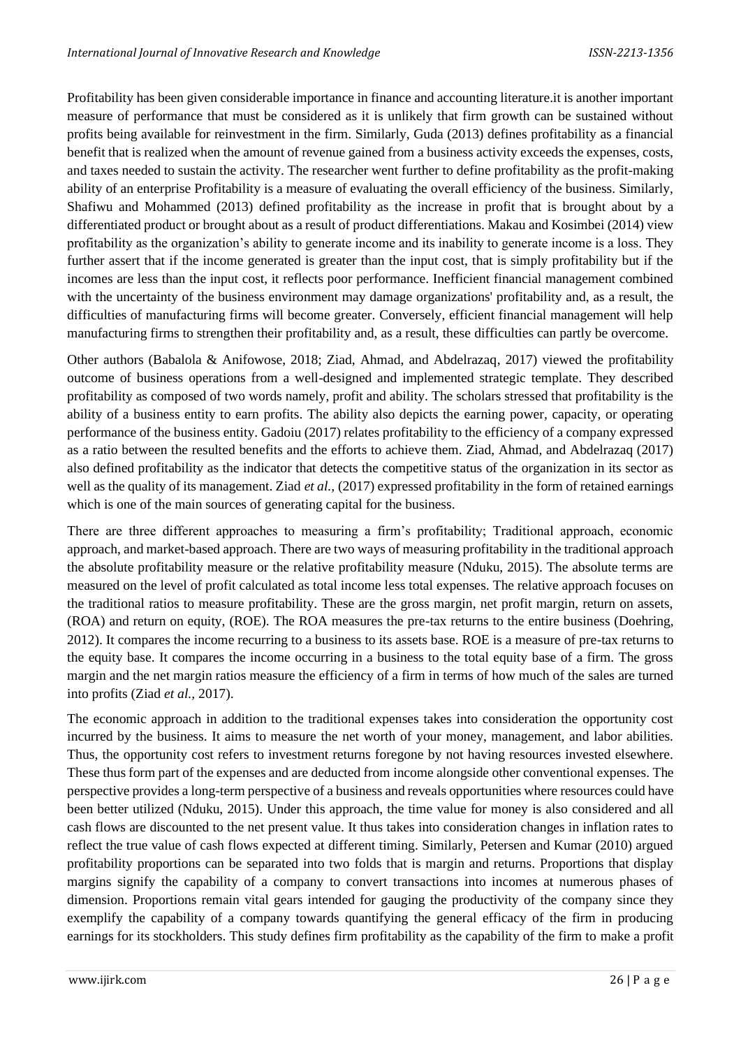Profitability has been given considerable importance in finance and accounting literature.it is another important measure of performance that must be considered as it is unlikely that firm growth can be sustained without profits being available for reinvestment in the firm. Similarly, Guda (2013) defines profitability as a financial benefit that is realized when the amount of revenue gained from a business activity exceeds the expenses, costs, and taxes needed to sustain the activity. The researcher went further to define profitability as the profit-making ability of an enterprise Profitability is a measure of evaluating the overall efficiency of the business. Similarly, Shafiwu and Mohammed (2013) defined profitability as the increase in profit that is brought about by a differentiated product or brought about as a result of product differentiations. Makau and Kosimbei (2014) view profitability as the organization's ability to generate income and its inability to generate income is a loss. They further assert that if the income generated is greater than the input cost, that is simply profitability but if the incomes are less than the input cost, it reflects poor performance. Inefficient financial management combined with the uncertainty of the business environment may damage organizations' profitability and, as a result, the difficulties of manufacturing firms will become greater. Conversely, efficient financial management will help manufacturing firms to strengthen their profitability and, as a result, these difficulties can partly be overcome.

Other authors (Babalola & Anifowose, 2018; Ziad, Ahmad, and Abdelrazaq, 2017) viewed the profitability outcome of business operations from a well-designed and implemented strategic template. They described profitability as composed of two words namely, profit and ability. The scholars stressed that profitability is the ability of a business entity to earn profits. The ability also depicts the earning power, capacity, or operating performance of the business entity. Gadoiu (2017) relates profitability to the efficiency of a company expressed as a ratio between the resulted benefits and the efforts to achieve them. Ziad, Ahmad, and Abdelrazaq (2017) also defined profitability as the indicator that detects the competitive status of the organization in its sector as well as the quality of its management. Ziad *et al.,* (2017) expressed profitability in the form of retained earnings which is one of the main sources of generating capital for the business.

There are three different approaches to measuring a firm's profitability; Traditional approach, economic approach, and market-based approach. There are two ways of measuring profitability in the traditional approach the absolute profitability measure or the relative profitability measure (Nduku, 2015). The absolute terms are measured on the level of profit calculated as total income less total expenses. The relative approach focuses on the traditional ratios to measure profitability. These are the gross margin, net profit margin, return on assets, (ROA) and return on equity, (ROE). The ROA measures the pre-tax returns to the entire business (Doehring, 2012). It compares the income recurring to a business to its assets base. ROE is a measure of pre-tax returns to the equity base. It compares the income occurring in a business to the total equity base of a firm. The gross margin and the net margin ratios measure the efficiency of a firm in terms of how much of the sales are turned into profits (Ziad *et al.,* 2017).

The economic approach in addition to the traditional expenses takes into consideration the opportunity cost incurred by the business. It aims to measure the net worth of your money, management, and labor abilities. Thus, the opportunity cost refers to investment returns foregone by not having resources invested elsewhere. These thus form part of the expenses and are deducted from income alongside other conventional expenses. The perspective provides a long-term perspective of a business and reveals opportunities where resources could have been better utilized (Nduku, 2015). Under this approach, the time value for money is also considered and all cash flows are discounted to the net present value. It thus takes into consideration changes in inflation rates to reflect the true value of cash flows expected at different timing. Similarly, Petersen and Kumar (2010) argued profitability proportions can be separated into two folds that is margin and returns. Proportions that display margins signify the capability of a company to convert transactions into incomes at numerous phases of dimension. Proportions remain vital gears intended for gauging the productivity of the company since they exemplify the capability of a company towards quantifying the general efficacy of the firm in producing earnings for its stockholders. This study defines firm profitability as the capability of the firm to make a profit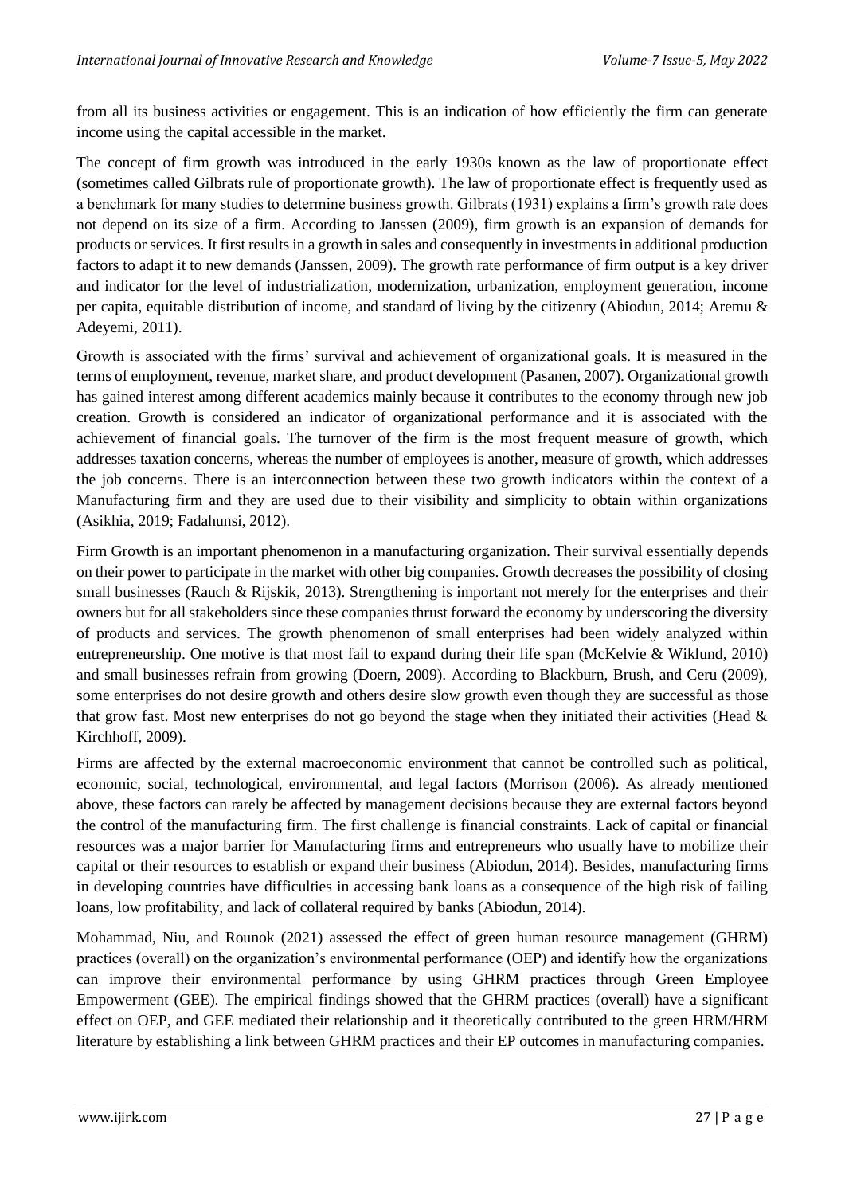from all its business activities or engagement. This is an indication of how efficiently the firm can generate income using the capital accessible in the market.

The concept of firm growth was introduced in the early 1930s known as the law of proportionate effect (sometimes called Gilbrats rule of proportionate growth). The law of proportionate effect is frequently used as a benchmark for many studies to determine business growth. Gilbrats (1931) explains a firm's growth rate does not depend on its size of a firm. According to Janssen (2009), firm growth is an expansion of demands for products or services. It first results in a growth in sales and consequently in investments in additional production factors to adapt it to new demands (Janssen, 2009). The growth rate performance of firm output is a key driver and indicator for the level of industrialization, modernization, urbanization, employment generation, income per capita, equitable distribution of income, and standard of living by the citizenry (Abiodun, 2014; Aremu & Adeyemi, 2011).

Growth is associated with the firms' survival and achievement of organizational goals. It is measured in the terms of employment, revenue, market share, and product development (Pasanen, 2007). Organizational growth has gained interest among different academics mainly because it contributes to the economy through new job creation. Growth is considered an indicator of organizational performance and it is associated with the achievement of financial goals. The turnover of the firm is the most frequent measure of growth, which addresses taxation concerns, whereas the number of employees is another, measure of growth, which addresses the job concerns. There is an interconnection between these two growth indicators within the context of a Manufacturing firm and they are used due to their visibility and simplicity to obtain within organizations (Asikhia, 2019; Fadahunsi, 2012).

Firm Growth is an important phenomenon in a manufacturing organization. Their survival essentially depends on their power to participate in the market with other big companies. Growth decreases the possibility of closing small businesses (Rauch & Rijskik, 2013). Strengthening is important not merely for the enterprises and their owners but for all stakeholders since these companies thrust forward the economy by underscoring the diversity of products and services. The growth phenomenon of small enterprises had been widely analyzed within entrepreneurship. One motive is that most fail to expand during their life span (McKelvie & Wiklund, 2010) and small businesses refrain from growing (Doern, 2009). According to Blackburn, Brush, and Ceru (2009), some enterprises do not desire growth and others desire slow growth even though they are successful as those that grow fast. Most new enterprises do not go beyond the stage when they initiated their activities (Head & Kirchhoff, 2009).

Firms are affected by the external macroeconomic environment that cannot be controlled such as political, economic, social, technological, environmental, and legal factors (Morrison (2006). As already mentioned above, these factors can rarely be affected by management decisions because they are external factors beyond the control of the manufacturing firm. The first challenge is financial constraints. Lack of capital or financial resources was a major barrier for Manufacturing firms and entrepreneurs who usually have to mobilize their capital or their resources to establish or expand their business (Abiodun, 2014). Besides, manufacturing firms in developing countries have difficulties in accessing bank loans as a consequence of the high risk of failing loans, low profitability, and lack of collateral required by banks (Abiodun, 2014).

Mohammad, Niu, and Rounok (2021) assessed the effect of green human resource management (GHRM) practices (overall) on the organization's environmental performance (OEP) and identify how the organizations can improve their environmental performance by using GHRM practices through Green Employee Empowerment (GEE). The empirical findings showed that the GHRM practices (overall) have a significant effect on OEP, and GEE mediated their relationship and it theoretically contributed to the green HRM/HRM literature by establishing a link between GHRM practices and their EP outcomes in manufacturing companies.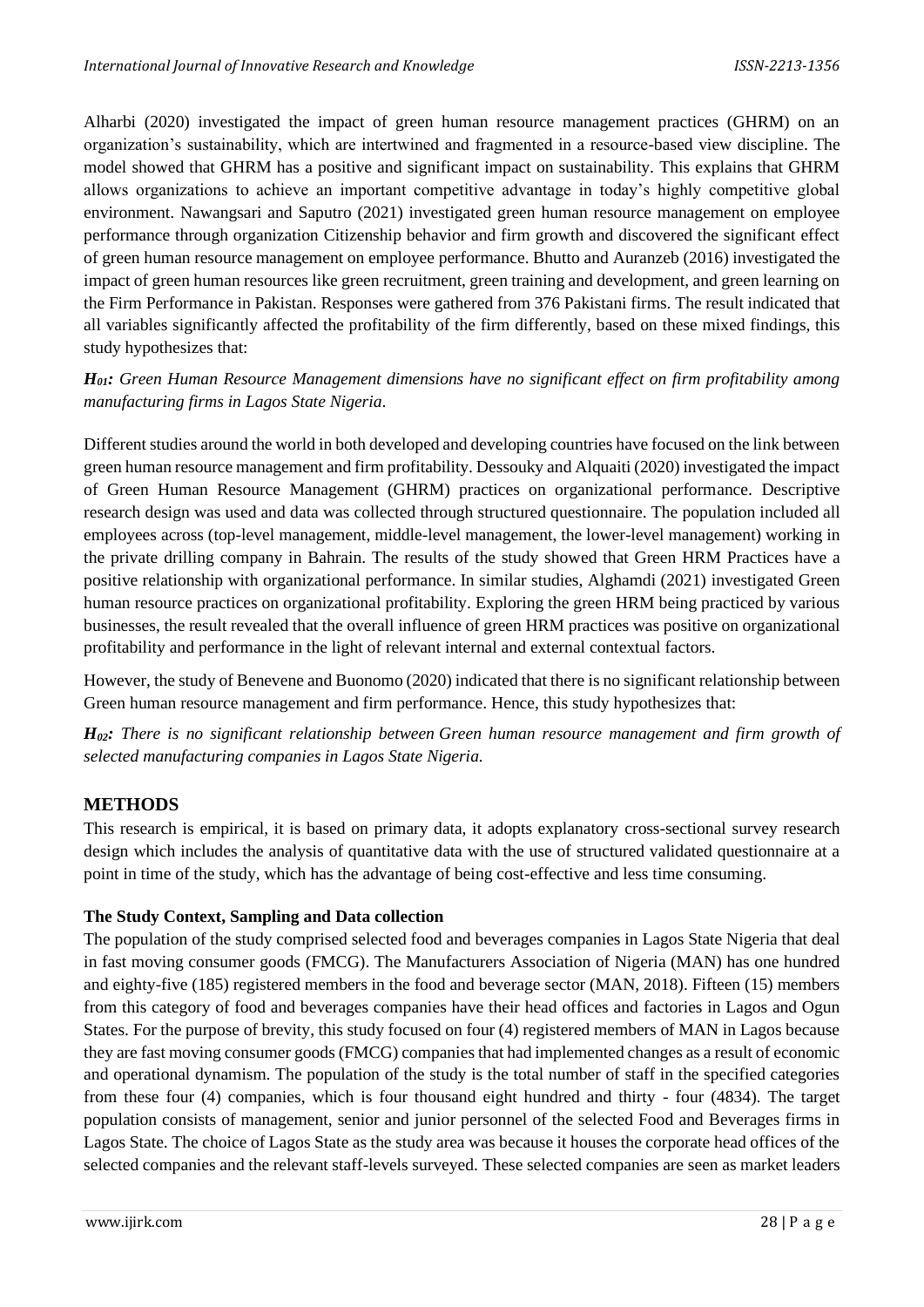Alharbi (2020) investigated the impact of green human resource management practices (GHRM) on an organization's sustainability, which are intertwined and fragmented in a resource-based view discipline. The model showed that GHRM has a positive and significant impact on sustainability. This explains that GHRM allows organizations to achieve an important competitive advantage in today's highly competitive global environment. Nawangsari and Saputro (2021) investigated green human resource management on employee performance through organization Citizenship behavior and firm growth and discovered the significant effect of green human resource management on employee performance. Bhutto and Auranzeb (2016) investigated the impact of green human resources like green recruitment, green training and development, and green learning on the Firm Performance in Pakistan. Responses were gathered from 376 Pakistani firms. The result indicated that all variables significantly affected the profitability of the firm differently, based on these mixed findings, this study hypothesizes that:

***$H_{01}$:*** *Green Human Resource Management dimensions have no significant effect on firm profitability among manufacturing firms in Lagos State Nigeria.*

Different studies around the world in both developed and developing countries have focused on the link between green human resource management and firm profitability. Dessouky and Alquaiti (2020) investigated the impact of Green Human Resource Management (GHRM) practices on organizational performance. Descriptive research design was used and data was collected through structured questionnaire. The population included all employees across (top-level management, middle-level management, the lower-level management) working in the private drilling company in Bahrain. The results of the study showed that Green HRM Practices have a positive relationship with organizational performance. In similar studies, Alghamdi (2021) investigated Green human resource practices on organizational profitability. Exploring the green HRM being practiced by various businesses, the result revealed that the overall influence of green HRM practices was positive on organizational profitability and performance in the light of relevant internal and external contextual factors.

However, the study of Benevene and Buonomo (2020) indicated that there is no significant relationship between Green human resource management and firm performance. Hence, this study hypothesizes that:

***$H_{02}$:*** *There is no significant relationship between Green human resource management and firm growth of selected manufacturing companies in Lagos State Nigeria.*

## METHODS

This research is empirical, it is based on primary data, it adopts explanatory cross-sectional survey research design which includes the analysis of quantitative data with the use of structured validated questionnaire at a point in time of the study, which has the advantage of being cost-effective and less time consuming.

### The Study Context, Sampling and Data collection

The population of the study comprised selected food and beverages companies in Lagos State Nigeria that deal in fast moving consumer goods (FMCG). The Manufacturers Association of Nigeria (MAN) has one hundred and eighty-five (185) registered members in the food and beverage sector (MAN, 2018). Fifteen (15) members from this category of food and beverages companies have their head offices and factories in Lagos and Ogun States. For the purpose of brevity, this study focused on four (4) registered members of MAN in Lagos because they are fast moving consumer goods (FMCG) companies that had implemented changes as a result of economic and operational dynamism. The population of the study is the total number of staff in the specified categories from these four (4) companies, which is four thousand eight hundred and thirty - four (4834). The target population consists of management, senior and junior personnel of the selected Food and Beverages firms in Lagos State. The choice of Lagos State as the study area was because it houses the corporate head offices of the selected companies and the relevant staff-levels surveyed. These selected companies are seen as market leaders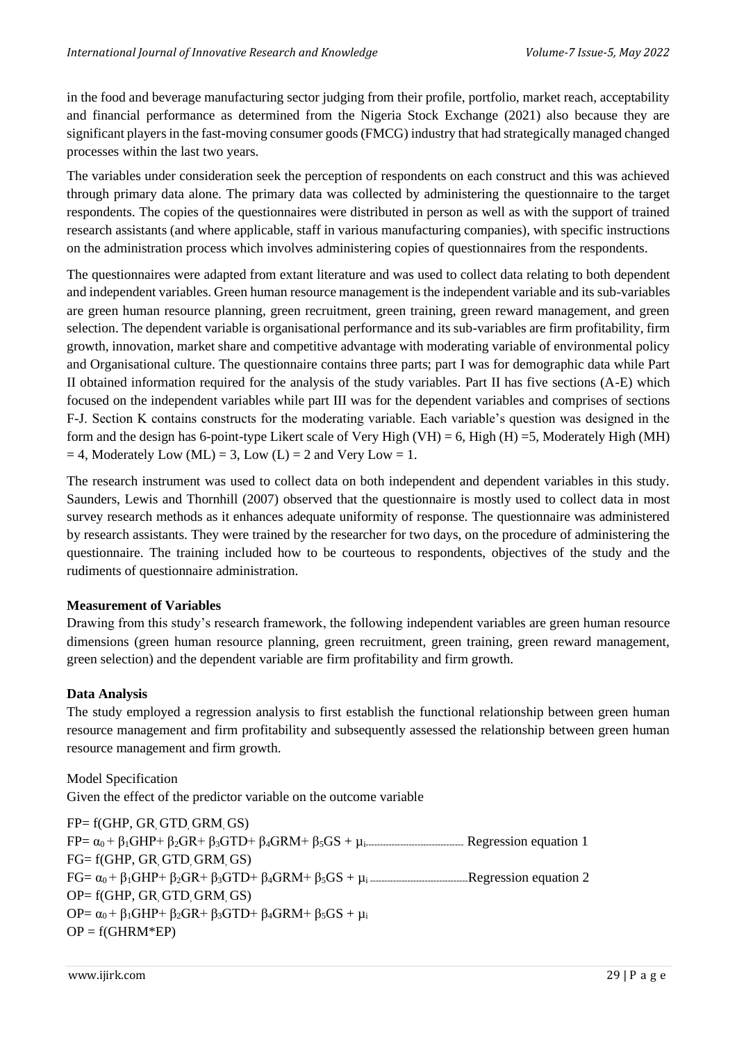in the food and beverage manufacturing sector judging from their profile, portfolio, market reach, acceptability and financial performance as determined from the Nigeria Stock Exchange (2021) also because they are significant players in the fast-moving consumer goods (FMCG) industry that had strategically managed changed processes within the last two years.

The variables under consideration seek the perception of respondents on each construct and this was achieved through primary data alone. The primary data was collected by administering the questionnaire to the target respondents. The copies of the questionnaires were distributed in person as well as with the support of trained research assistants (and where applicable, staff in various manufacturing companies), with specific instructions on the administration process which involves administering copies of questionnaires from the respondents.

The questionnaires were adapted from extant literature and was used to collect data relating to both dependent and independent variables. Green human resource management is the independent variable and its sub-variables are green human resource planning, green recruitment, green training, green reward management, and green selection. The dependent variable is organisational performance and its sub-variables are firm profitability, firm growth, innovation, market share and competitive advantage with moderating variable of environmental policy and Organisational culture. The questionnaire contains three parts; part I was for demographic data while Part II obtained information required for the analysis of the study variables. Part II has five sections (A-E) which focused on the independent variables while part III was for the dependent variables and comprises of sections F-J. Section K contains constructs for the moderating variable. Each variable's question was designed in the form and the design has 6-point-type Likert scale of Very High (VH) = 6, High (H) =5, Moderately High (MH) = 4, Moderately Low (ML) = 3, Low (L) = 2 and Very Low = 1.

The research instrument was used to collect data on both independent and dependent variables in this study. Saunders, Lewis and Thornhill (2007) observed that the questionnaire is mostly used to collect data in most survey research methods as it enhances adequate uniformity of response. The questionnaire was administered by research assistants. They were trained by the researcher for two days, on the procedure of administering the questionnaire. The training included how to be courteous to respondents, objectives of the study and the rudiments of questionnaire administration.

**Measurement of Variables**

Drawing from this study's research framework, the following independent variables are green human resource dimensions (green human resource planning, green recruitment, green training, green reward management, green selection) and the dependent variable are firm profitability and firm growth.

**Data Analysis**

The study employed a regression analysis to first establish the functional relationship between green human resource management and firm profitability and subsequently assessed the relationship between green human resource management and firm growth.

Model Specification

Given the effect of the predictor variable on the outcome variable

$FP = f(GHP, GR, GTD, GRM, GS)$

$FP = \alpha_0 + \beta_1 GHP + \beta_2 GR + \beta_3 GTD + \beta_4 GRM + \beta_5 GS + \mu_i$ ............... Regression equation 1

$FG = f(GHP, GR, GTD, GRM, GS)$

$FG = \alpha_0 + \beta_1 GHP + \beta_2 GR + \beta_3 GTD + \beta_4 GRM + \beta_5 GS + \mu_i$ ...............Regression equation 2

$OP = f(GHP, GR, GTD, GRM, GS)$

$OP = \alpha_0 + \beta_1 GHP + \beta_2 GR + \beta_3 GTD + \beta_4 GRM + \beta_5 GS + \mu_i$

$OP = f(GHRM*EP)$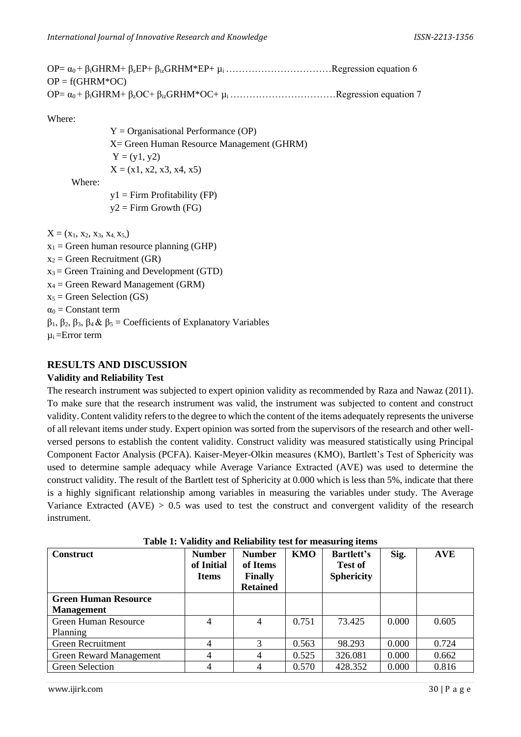$OP = \alpha_0 + \beta_i GHRM + \beta_z EP + \beta_{iz} GRHM*EP + \mu_i$ ……………………………Regression equation 6

$OP = f(GHRM*OC)$

$OP = \alpha_0 + \beta_i GHRM + \beta_z OC + \beta_{iz} GRHM*OC + \mu_i$ ……………………………Regression equation 7

Where:

Y = Organisational Performance (OP)

X= Green Human Resource Management (GHRM)

Y = (y1, y2)

X = (x1, x2, x3, x4, x5)

Where:

y1 = Firm Profitability (FP)

y2 = Firm Growth (FG)

$X = (x_1, x_2, x_3, x_4, x_5)$

$x_1$ = Green human resource planning (GHP)

$x_2$ = Green Recruitment (GR)

$x_3$ = Green Training and Development (GTD)

$x_4$ = Green Reward Management (GRM)

$x_5$ = Green Selection (GS)

$\alpha_0$ = Constant term

$\beta_1$, $\beta_2$, $\beta_3$, $\beta_4$ & $\beta_5$ = Coefficients of Explanatory Variables

$\mu_i$ =Error term

## RESULTS AND DISCUSSION

### Validity and Reliability Test

The research instrument was subjected to expert opinion validity as recommended by Raza and Nawaz (2011). To make sure that the research instrument was valid, the instrument was subjected to content and construct validity. Content validity refers to the degree to which the content of the items adequately represents the universe of all relevant items under study. Expert opinion was sorted from the supervisors of the research and other well-versed persons to establish the content validity. Construct validity was measured statistically using Principal Component Factor Analysis (PCFA). Kaiser-Meyer-Olkin measures (KMO), Bartlett's Test of Sphericity was used to determine sample adequacy while Average Variance Extracted (AVE) was used to determine the construct validity. The result of the Bartlett test of Sphericity at 0.000 which is less than 5%, indicate that there is a highly significant relationship among variables in measuring the variables under study. The Average Variance Extracted (AVE) > 0.5 was used to test the construct and convergent validity of the research instrument.

**Table 1: Validity and Reliability test for measuring items**

| Construct | Number of Initial Items | Number of Items Finally Retained | KMO | Bartlett's Test of Sphericity | Sig. | AVE |
|---|---|---|---|---|---|---|
| **Green Human Resource Management** | | | | | | |
| Green Human Resource Planning | 4 | 4 | 0.751 | 73.425 | 0.000 | 0.605 |
| Green Recruitment | 4 | 3 | 0.563 | 98.293 | 0.000 | 0.724 |
| Green Reward Management | 4 | 4 | 0.525 | 326.081 | 0.000 | 0.662 |
| Green Selection | 4 | 4 | 0.570 | 428.352 | 0.000 | 0.816 |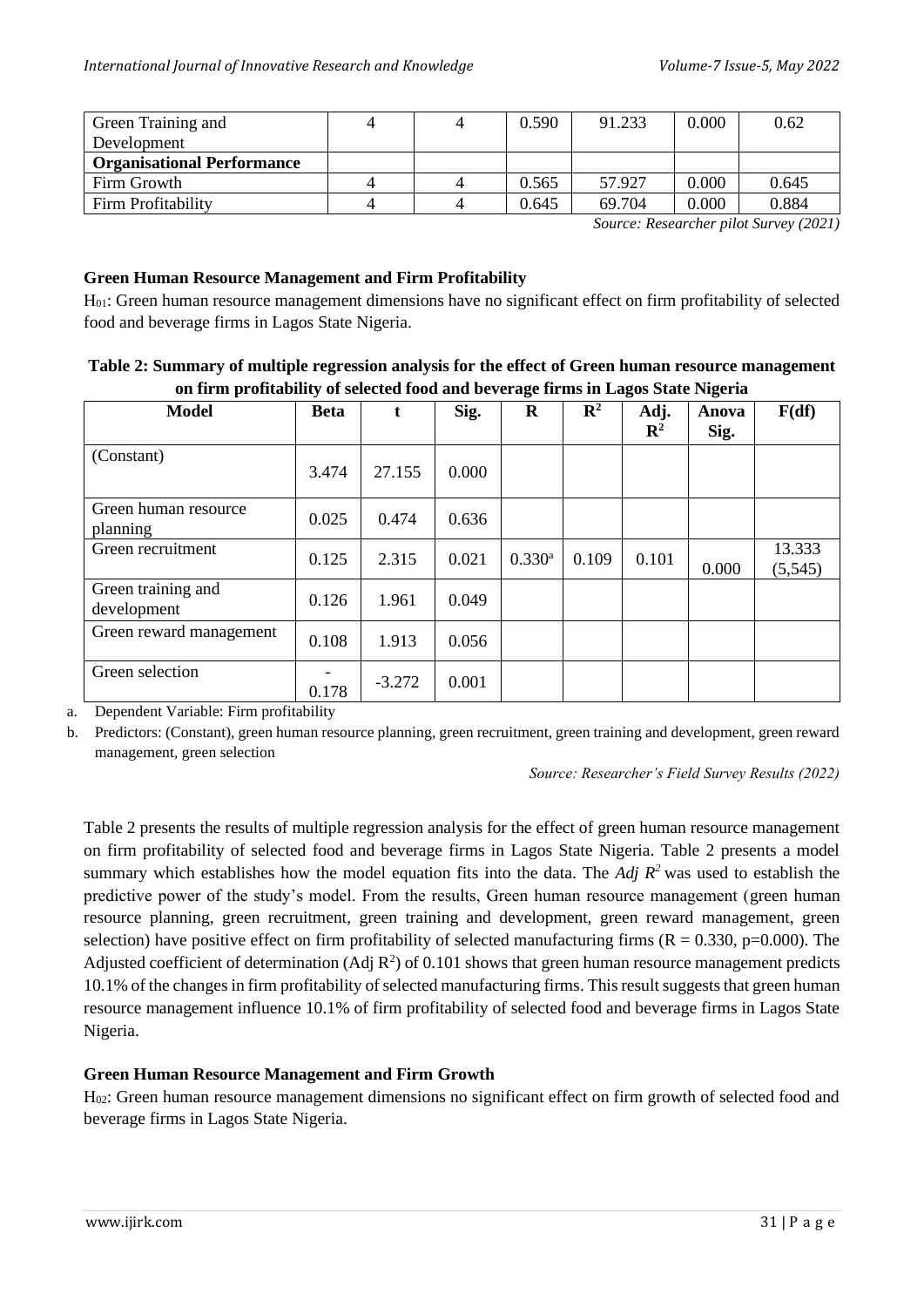| Green Training and Development | 4 | 4 | 0.590 | 91.233 | 0.000 | 0.62 |
| --- | --- | --- | --- | --- | --- | --- |
| **Organisational Performance** | | | | | | |
| Firm Growth | 4 | 4 | 0.565 | 57.927 | 0.000 | 0.645 |
| Firm Profitability | 4 | 4 | 0.645 | 69.704 | 0.000 | 0.884 |

*Source: Researcher pilot Survey (2021)*

### Green Human Resource Management and Firm Profitability

$H_{01}$: Green human resource management dimensions have no significant effect on firm profitability of selected food and beverage firms in Lagos State Nigeria.

**Table 2: Summary of multiple regression analysis for the effect of Green human resource management on firm profitability of selected food and beverage firms in Lagos State Nigeria**

| Model | Beta | t | Sig. | R | $R^2$ | Adj. $R^2$ | Anova Sig. | F(df) |
| --- | --- | --- | --- | --- | --- | --- | --- | --- |
| (Constant) | 3.474 | 27.155 | 0.000 | | | | | |
| Green human resource planning | 0.025 | 0.474 | 0.636 | | | | | |
| Green recruitment | 0.125 | 2.315 | 0.021 | 0.330[a] | 0.109 | 0.101 | 0.000 | 13.333 (5,545) |
| Green training and development | 0.126 | 1.961 | 0.049 | | | | | |
| Green reward management | 0.108 | 1.913 | 0.056 | | | | | |
| Green selection | -0.178 | -3.272 | 0.001 | | | | | |

a. Dependent Variable: Firm profitability

b. Predictors: (Constant), green human resource planning, green recruitment, green training and development, green reward management, green selection

*Source: Researcher's Field Survey Results (2022)*

Table 2 presents the results of multiple regression analysis for the effect of green human resource management on firm profitability of selected food and beverage firms in Lagos State Nigeria. Table 2 presents a model summary which establishes how the model equation fits into the data. The *Adj* $R^2$ was used to establish the predictive power of the study's model. From the results, Green human resource management (green human resource planning, green recruitment, green training and development, green reward management, green selection) have positive effect on firm profitability of selected manufacturing firms ($R = 0.330$, $p=0.000$). The Adjusted coefficient of determination (Adj $R^2$) of 0.101 shows that green human resource management predicts 10.1% of the changes in firm profitability of selected manufacturing firms. This result suggests that green human resource management influence 10.1% of firm profitability of selected food and beverage firms in Lagos State Nigeria.

### Green Human Resource Management and Firm Growth

$H_{02}$: Green human resource management dimensions no significant effect on firm growth of selected food and beverage firms in Lagos State Nigeria.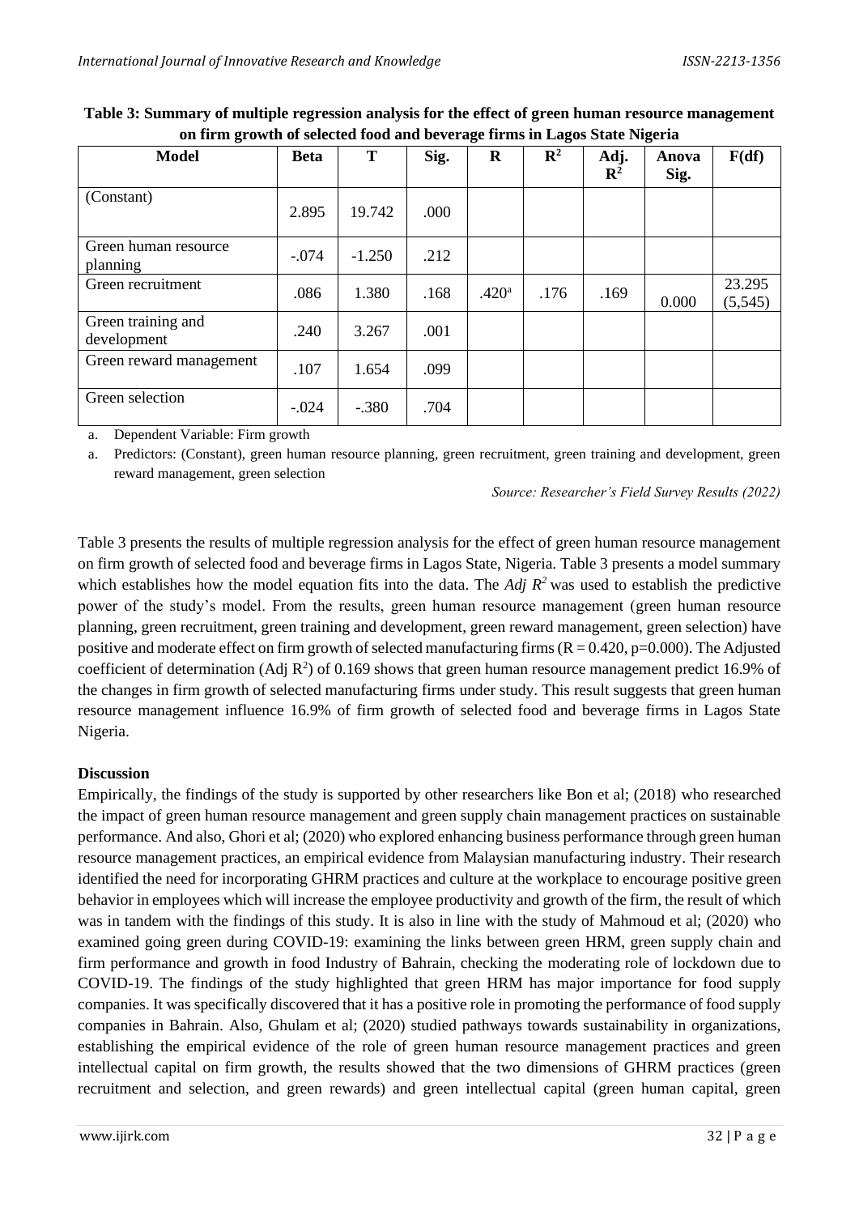**Table 3: Summary of multiple regression analysis for the effect of green human resource management on firm growth of selected food and beverage firms in Lagos State Nigeria**

| Model | Beta | T | Sig. | R | $R^2$ | Adj. $R^2$ | Anova Sig. | F(df) |
|---|---|---|---|---|---|---|---|---|
| (Constant) | 2.895 | 19.742 | .000 | | | | | |
| Green human resource planning | -.074 | -1.250 | .212 | | | | | |
| Green recruitment | .086 | 1.380 | .168 | .420[a] | .176 | .169 | 0.000 | 23.295 (5,545) |
| Green training and development | .240 | 3.267 | .001 | | | | | |
| Green reward management | .107 | 1.654 | .099 | | | | | |
| Green selection | -.024 | -.380 | .704 | | | | | |

a. Dependent Variable: Firm growth

a. Predictors: (Constant), green human resource planning, green recruitment, green training and development, green reward management, green selection

*Source: Researcher's Field Survey Results (2022)*

Table 3 presents the results of multiple regression analysis for the effect of green human resource management on firm growth of selected food and beverage firms in Lagos State, Nigeria. Table 3 presents a model summary which establishes how the model equation fits into the data. The *Adj* $R^2$ was used to establish the predictive power of the study's model. From the results, green human resource management (green human resource planning, green recruitment, green training and development, green reward management, green selection) have positive and moderate effect on firm growth of selected manufacturing firms ($R = 0.420$, $p=0.000$). The Adjusted coefficient of determination (Adj $R^2$) of 0.169 shows that green human resource management predict 16.9% of the changes in firm growth of selected manufacturing firms under study. This result suggests that green human resource management influence 16.9% of firm growth of selected food and beverage firms in Lagos State Nigeria.

**Discussion**

Empirically, the findings of the study is supported by other researchers like Bon et al; (2018) who researched the impact of green human resource management and green supply chain management practices on sustainable performance. And also, Ghori et al; (2020) who explored enhancing business performance through green human resource management practices, an empirical evidence from Malaysian manufacturing industry. Their research identified the need for incorporating GHRM practices and culture at the workplace to encourage positive green behavior in employees which will increase the employee productivity and growth of the firm, the result of which was in tandem with the findings of this study. It is also in line with the study of Mahmoud et al; (2020) who examined going green during COVID-19: examining the links between green HRM, green supply chain and firm performance and growth in food Industry of Bahrain, checking the moderating role of lockdown due to COVID-19. The findings of the study highlighted that green HRM has major importance for food supply companies. It was specifically discovered that it has a positive role in promoting the performance of food supply companies in Bahrain. Also, Ghulam et al; (2020) studied pathways towards sustainability in organizations, establishing the empirical evidence of the role of green human resource management practices and green intellectual capital on firm growth, the results showed that the two dimensions of GHRM practices (green recruitment and selection, and green rewards) and green intellectual capital (green human capital, green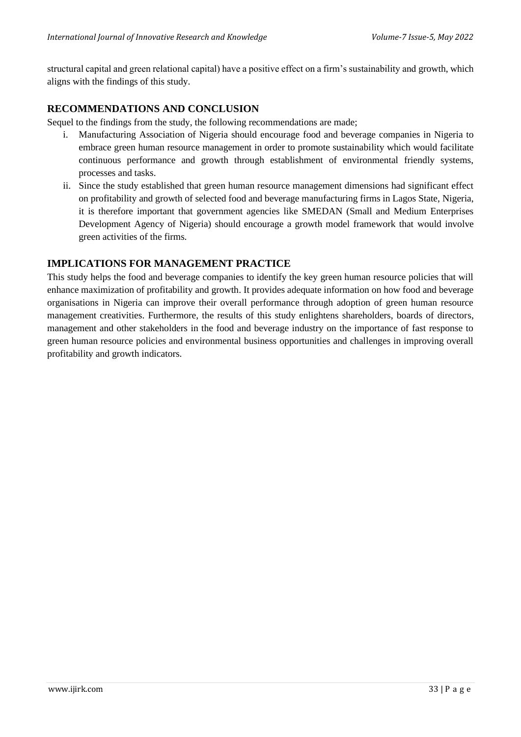structural capital and green relational capital) have a positive effect on a firm's sustainability and growth, which aligns with the findings of this study.

## RECOMMENDATIONS AND CONCLUSION

Sequel to the findings from the study, the following recommendations are made;

i. Manufacturing Association of Nigeria should encourage food and beverage companies in Nigeria to embrace green human resource management in order to promote sustainability which would facilitate continuous performance and growth through establishment of environmental friendly systems, processes and tasks.
ii. Since the study established that green human resource management dimensions had significant effect on profitability and growth of selected food and beverage manufacturing firms in Lagos State, Nigeria, it is therefore important that government agencies like SMEDAN (Small and Medium Enterprises Development Agency of Nigeria) should encourage a growth model framework that would involve green activities of the firms.

## IMPLICATIONS FOR MANAGEMENT PRACTICE

This study helps the food and beverage companies to identify the key green human resource policies that will enhance maximization of profitability and growth. It provides adequate information on how food and beverage organisations in Nigeria can improve their overall performance through adoption of green human resource management creativities. Furthermore, the results of this study enlightens shareholders, boards of directors, management and other stakeholders in the food and beverage industry on the importance of fast response to green human resource policies and environmental business opportunities and challenges in improving overall profitability and growth indicators.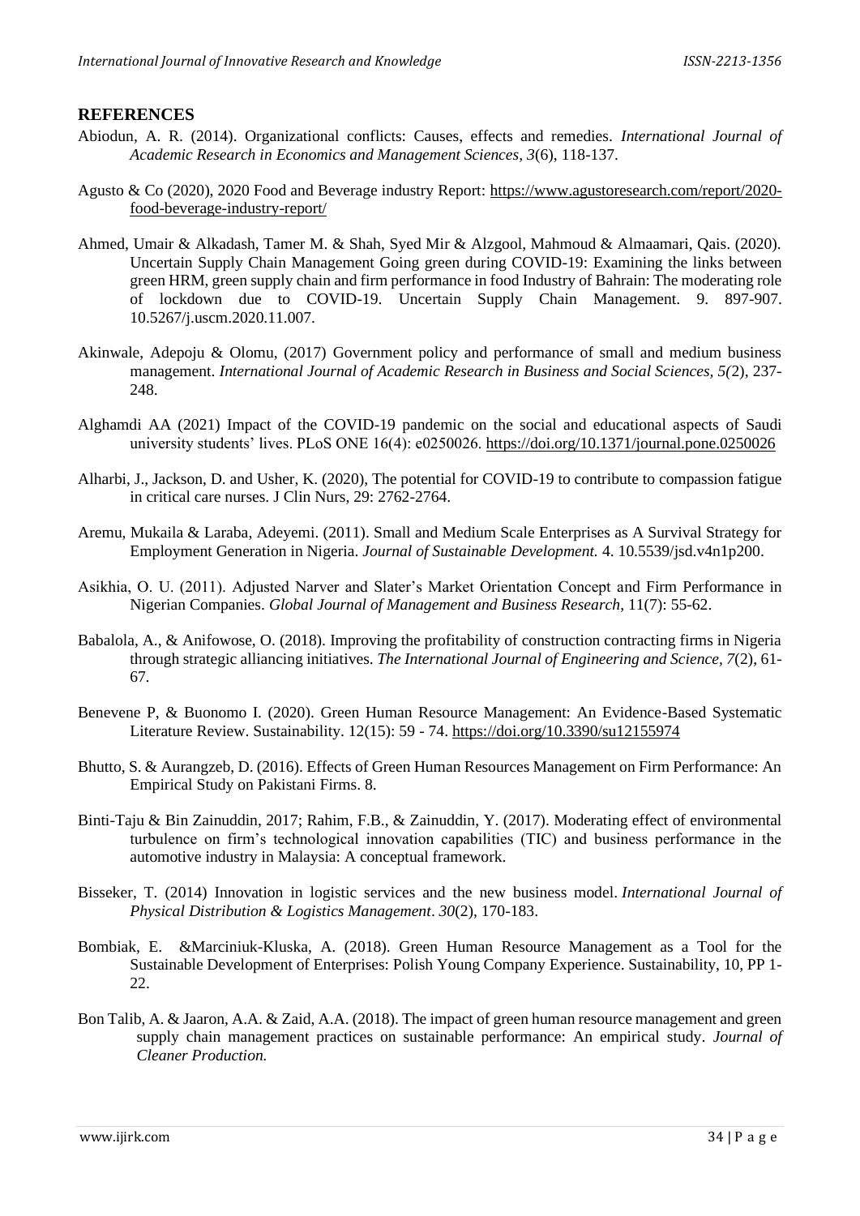## REFERENCES

Abiodun, A. R. (2014). Organizational conflicts: Causes, effects and remedies. *International Journal of Academic Research in Economics and Management Sciences, 3*(6), 118-137.

Agusto & Co (2020), 2020 Food and Beverage industry Report: https://www.agustoresearch.com/report/2020-food-beverage-industry-report/

Ahmed, Umair & Alkadash, Tamer M. & Shah, Syed Mir & Alzgool, Mahmoud & Almaamari, Qais. (2020). Uncertain Supply Chain Management Going green during COVID-19: Examining the links between green HRM, green supply chain and firm performance in food Industry of Bahrain: The moderating role of lockdown due to COVID-19. Uncertain Supply Chain Management. 9. 897-907. 10.5267/j.uscm.2020.11.007.

Akinwale, Adepoju & Olomu, (2017) Government policy and performance of small and medium business management. *International Journal of Academic Research in Business and Social Sciences, 5(*2), 237-248.

Alghamdi AA (2021) Impact of the COVID-19 pandemic on the social and educational aspects of Saudi university students' lives. PLoS ONE 16(4): e0250026. https://doi.org/10.1371/journal.pone.0250026

Alharbi, J., Jackson, D. and Usher, K. (2020), The potential for COVID-19 to contribute to compassion fatigue in critical care nurses. J Clin Nurs, 29: 2762-2764.

Aremu, Mukaila & Laraba, Adeyemi. (2011). Small and Medium Scale Enterprises as A Survival Strategy for Employment Generation in Nigeria. *Journal of Sustainable Development.* 4. 10.5539/jsd.v4n1p200.

Asikhia, O. U. (2011). Adjusted Narver and Slater's Market Orientation Concept and Firm Performance in Nigerian Companies. *Global Journal of Management and Business Research*, 11(7): 55-62.

Babalola, A., & Anifowose, O. (2018). Improving the profitability of construction contracting firms in Nigeria through strategic alliancing initiatives. *The International Journal of Engineering and Science, 7*(2), 61-67.

Benevene P, & Buonomo I. (2020). Green Human Resource Management: An Evidence-Based Systematic Literature Review. Sustainability. 12(15): 59 - 74. https://doi.org/10.3390/su12155974

Bhutto, S. & Aurangzeb, D. (2016). Effects of Green Human Resources Management on Firm Performance: An Empirical Study on Pakistani Firms. 8.

Binti-Taju & Bin Zainuddin, 2017; Rahim, F.B., & Zainuddin, Y. (2017). Moderating effect of environmental turbulence on firm's technological innovation capabilities (TIC) and business performance in the automotive industry in Malaysia: A conceptual framework.

Bisseker, T. (2014) Innovation in logistic services and the new business model. *International Journal of Physical Distribution & Logistics Management*. *30*(2), 170-183.

Bombiak, E. &Marciniuk-Kluska, A. (2018). Green Human Resource Management as a Tool for the Sustainable Development of Enterprises: Polish Young Company Experience. Sustainability, 10, PP 1-22.

Bon Talib, A. & Jaaron, A.A. & Zaid, A.A. (2018). The impact of green human resource management and green supply chain management practices on sustainable performance: An empirical study. *Journal of Cleaner Production.*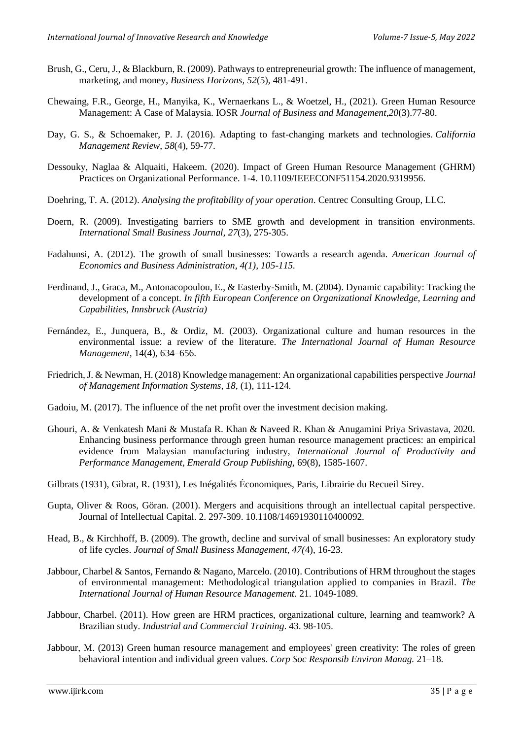Brush, G., Ceru, J., & Blackburn, R. (2009). Pathways to entrepreneurial growth: The influence of management, marketing, and money, *Business Horizons, 52*(5), 481-491.

Chewaing, F.R., George, H., Manyika, K., Wernaerkans L., & Woetzel, H., (2021). Green Human Resource Management: A Case of Malaysia. IOSR *Journal of Business and Management,20*(3).77-80.

Day, G. S., & Schoemaker, P. J. (2016). Adapting to fast-changing markets and technologies. *California Management Review*, *58*(4), 59-77.

Dessouky, Naglaa & Alquaiti, Hakeem. (2020). Impact of Green Human Resource Management (GHRM) Practices on Organizational Performance. 1-4. 10.1109/IEEECONF51154.2020.9319956.

Doehring, T. A. (2012). *Analysing the profitability of your operation*. Centrec Consulting Group, LLC.

Doern, R. (2009). Investigating barriers to SME growth and development in transition environments. *International Small Business Journal, 27*(3), 275-305.

Fadahunsi, A. (2012). The growth of small businesses: Towards a research agenda. *American Journal of Economics and Business Administration, 4(1), 105-115.*

Ferdinand, J., Graca, M., Antonacopoulou, E., & Easterby-Smith, M. (2004). Dynamic capability: Tracking the development of a concept. *In fifth European Conference on Organizational Knowledge, Learning and Capabilities, Innsbruck (Austria)*

Fernández, E., Junquera, B., & Ordiz, M. (2003). Organizational culture and human resources in the environmental issue: a review of the literature. *The International Journal of Human Resource Management*, 14(4), 634–656.

Friedrich, J. & Newman, H. (2018) Knowledge management: An organizational capabilities perspective *Journal of Management Information Systems, 18*, (1), 111-124.

Gadoiu, M. (2017). The influence of the net profit over the investment decision making.

Ghouri, A. & Venkatesh Mani & Mustafa R. Khan & Naveed R. Khan & Anugamini Priya Srivastava, 2020. Enhancing business performance through green human resource management practices: an empirical evidence from Malaysian manufacturing industry, *International Journal of Productivity and Performance Management, Emerald Group Publishing,* 69(8), 1585-1607.

Gilbrats (1931), Gibrat, R. (1931), Les Inégalités Économiques, Paris, Librairie du Recueil Sirey.

Gupta, Oliver & Roos, Göran. (2001). Mergers and acquisitions through an intellectual capital perspective. Journal of Intellectual Capital. 2. 297-309. 10.1108/14691930110400092.

Head, B., & Kirchhoff, B. (2009). The growth, decline and survival of small businesses: An exploratory study of life cycles. *Journal of Small Business Management, 47(*4), 16-23.

Jabbour, Charbel & Santos, Fernando & Nagano, Marcelo. (2010). Contributions of HRM throughout the stages of environmental management: Methodological triangulation applied to companies in Brazil. *The International Journal of Human Resource Management*. 21. 1049-1089.

Jabbour, Charbel. (2011). How green are HRM practices, organizational culture, learning and teamwork? A Brazilian study. *Industrial and Commercial Training*. 43. 98-105.

Jabbour, M. (2013) Green human resource management and employees' green creativity: The roles of green behavioral intention and individual green values. *Corp Soc Responsib Environ Manag.* 21–18.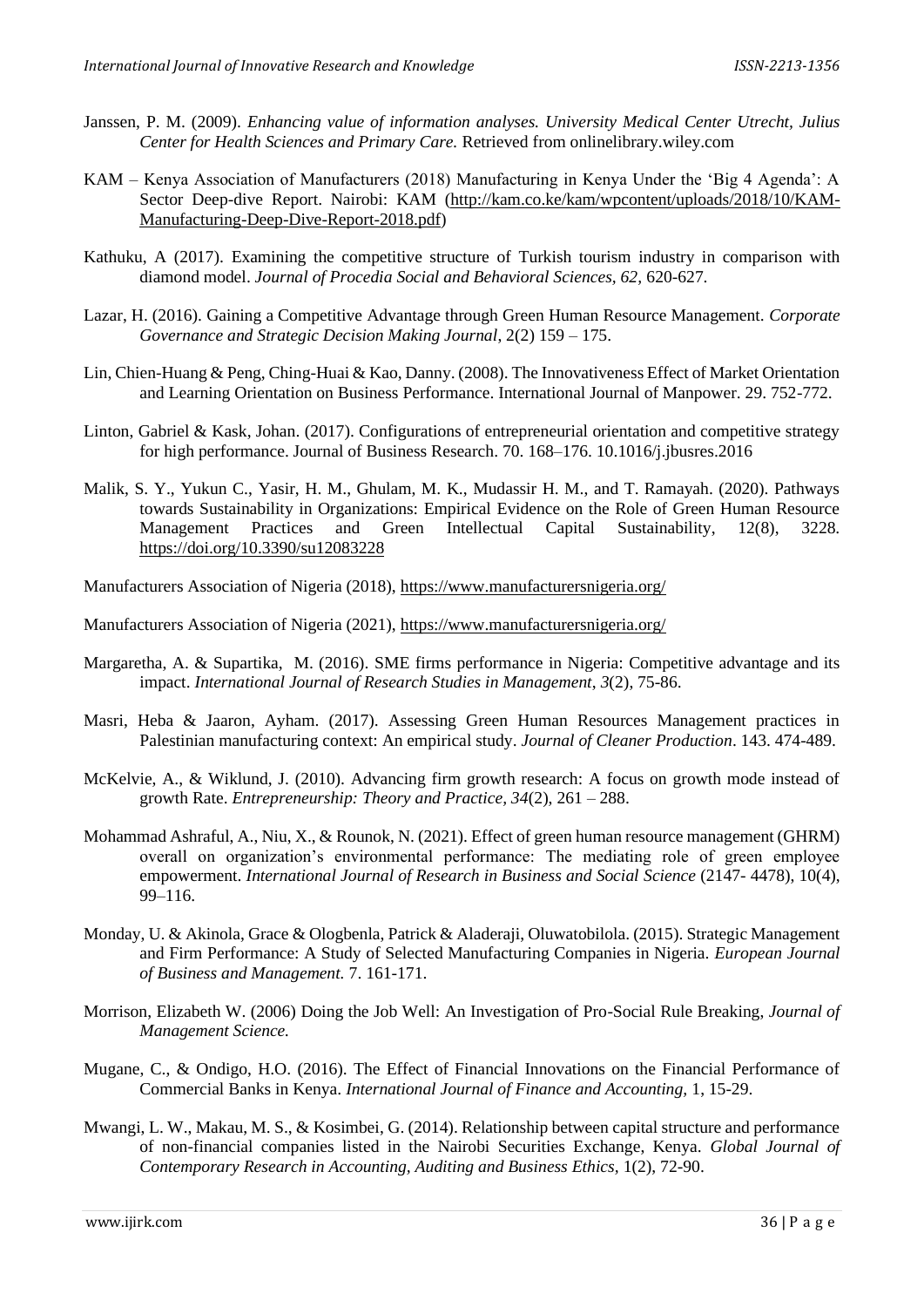Janssen, P. M. (2009). *Enhancing value of information analyses. University Medical Center Utrecht, Julius Center for Health Sciences and Primary Care.* Retrieved from onlinelibrary.wiley.com

KAM – Kenya Association of Manufacturers (2018) Manufacturing in Kenya Under the 'Big 4 Agenda': A Sector Deep-dive Report. Nairobi: KAM (http://kam.co.ke/kam/wpcontent/uploads/2018/10/KAM-Manufacturing-Deep-Dive-Report-2018.pdf)

Kathuku, A (2017). Examining the competitive structure of Turkish tourism industry in comparison with diamond model. *Journal of Procedia Social and Behavioral Sciences, 62,* 620-627.

Lazar, H. (2016). Gaining a Competitive Advantage through Green Human Resource Management. *Corporate Governance and Strategic Decision Making Journal*, 2(2) 159 – 175.

Lin, Chien-Huang & Peng, Ching-Huai & Kao, Danny. (2008). The Innovativeness Effect of Market Orientation and Learning Orientation on Business Performance. International Journal of Manpower. 29. 752-772.

Linton, Gabriel & Kask, Johan. (2017). Configurations of entrepreneurial orientation and competitive strategy for high performance. Journal of Business Research. 70. 168–176. 10.1016/j.jbusres.2016

Malik, S. Y., Yukun C., Yasir, H. M., Ghulam, M. K., Mudassir H. M., and T. Ramayah. (2020). Pathways towards Sustainability in Organizations: Empirical Evidence on the Role of Green Human Resource Management Practices and Green Intellectual Capital Sustainability, 12(8), 3228. https://doi.org/10.3390/su12083228

Manufacturers Association of Nigeria (2018), https://www.manufacturersnigeria.org/

Manufacturers Association of Nigeria (2021), https://www.manufacturersnigeria.org/

Margaretha, A. & Supartika, M. (2016). SME firms performance in Nigeria: Competitive advantage and its impact. *International Journal of Research Studies in Management*, *3*(2), 75-86.

Masri, Heba & Jaaron, Ayham. (2017). Assessing Green Human Resources Management practices in Palestinian manufacturing context: An empirical study. *Journal of Cleaner Production*. 143. 474-489.

McKelvie, A., & Wiklund, J. (2010). Advancing firm growth research: A focus on growth mode instead of growth Rate. *Entrepreneurship: Theory and Practice*, *34*(2), 261 – 288.

Mohammad Ashraful, A., Niu, X., & Rounok, N. (2021). Effect of green human resource management (GHRM) overall on organization's environmental performance: The mediating role of green employee empowerment. *International Journal of Research in Business and Social Science* (2147- 4478), 10(4), 99–116.

Monday, U. & Akinola, Grace & Ologbenla, Patrick & Aladeraji, Oluwatobilola. (2015). Strategic Management and Firm Performance: A Study of Selected Manufacturing Companies in Nigeria. *European Journal of Business and Management.* 7. 161-171.

Morrison, Elizabeth W. (2006) Doing the Job Well: An Investigation of Pro-Social Rule Breaking, *Journal of Management Science.*

Mugane, C., & Ondigo, H.O. (2016). The Effect of Financial Innovations on the Financial Performance of Commercial Banks in Kenya. *International Journal of Finance and Accounting,* 1, 15-29.

Mwangi, L. W., Makau, M. S., & Kosimbei, G. (2014). Relationship between capital structure and performance of non-financial companies listed in the Nairobi Securities Exchange, Kenya. *Global Journal of Contemporary Research in Accounting, Auditing and Business Ethics,* 1(2), 72-90.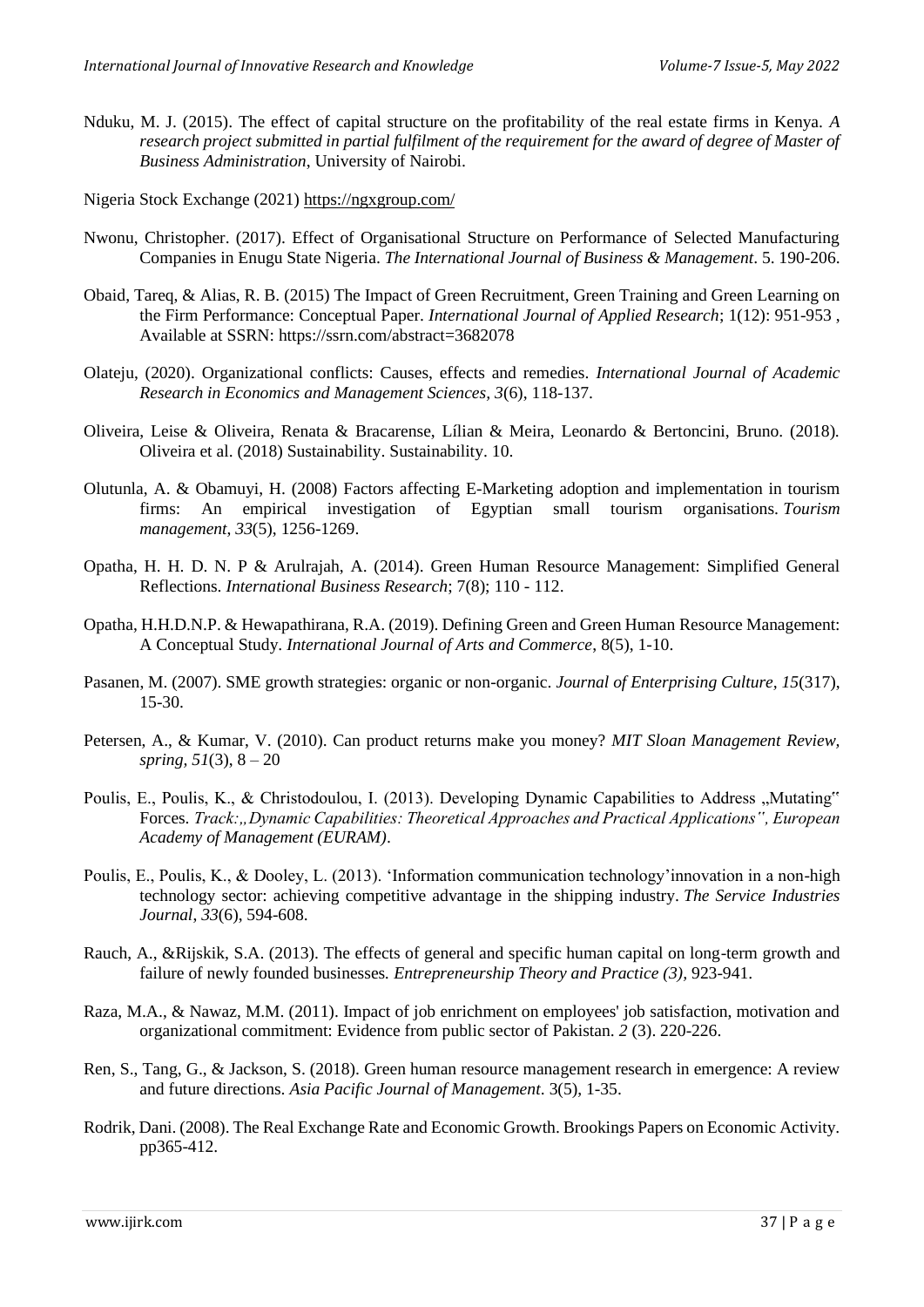Nduku, M. J. (2015). The effect of capital structure on the profitability of the real estate firms in Kenya. *A research project submitted in partial fulfilment of the requirement for the award of degree of Master of Business Administration*, University of Nairobi.

Nigeria Stock Exchange (2021) https://ngxgroup.com/

Nwonu, Christopher. (2017). Effect of Organisational Structure on Performance of Selected Manufacturing Companies in Enugu State Nigeria. *The International Journal of Business & Management*. 5. 190-206.

Obaid, Tareq, & Alias, R. B. (2015) The Impact of Green Recruitment, Green Training and Green Learning on the Firm Performance: Conceptual Paper. *International Journal of Applied Research*; 1(12): 951-953 , Available at SSRN: https://ssrn.com/abstract=3682078

Olateju, (2020). Organizational conflicts: Causes, effects and remedies. *International Journal of Academic Research in Economics and Management Sciences*, *3*(6), 118-137.

Oliveira, Leise & Oliveira, Renata & Bracarense, Lílian & Meira, Leonardo & Bertoncini, Bruno. (2018). Oliveira et al. (2018) Sustainability. Sustainability. 10.

Olutunla, A. & Obamuyi, H. (2008) Factors affecting E-Marketing adoption and implementation in tourism firms: An empirical investigation of Egyptian small tourism organisations. *Tourism management*, *33*(5), 1256-1269.

Opatha, H. H. D. N. P & Arulrajah, A. (2014). Green Human Resource Management: Simplified General Reflections. *International Business Research*; 7(8); 110 - 112.

Opatha, H.H.D.N.P. & Hewapathirana, R.A. (2019). Defining Green and Green Human Resource Management: A Conceptual Study. *International Journal of Arts and Commerce*, 8(5), 1-10.

Pasanen, M. (2007). SME growth strategies: organic or non-organic. *Journal of Enterprising Culture, 15*(317), 15-30.

Petersen, A., & Kumar, V. (2010). Can product returns make you money? *MIT Sloan Management Review, spring*, *51*(3), 8 – 20

Poulis, E., Poulis, K., & Christodoulou, I. (2013). Developing Dynamic Capabilities to Address „Mutating" Forces. *Track:„Dynamic Capabilities: Theoretical Approaches and Practical Applications", European Academy of Management (EURAM)*.

Poulis, E., Poulis, K., & Dooley, L. (2013). 'Information communication technology'innovation in a non-high technology sector: achieving competitive advantage in the shipping industry. *The Service Industries Journal*, *33*(6), 594-608.

Rauch, A., &Rijskik, S.A. (2013). The effects of general and specific human capital on long-term growth and failure of newly founded businesses*. Entrepreneurship Theory and Practice (3)*, 923-941.

Raza, M.A., & Nawaz, M.M. (2011). Impact of job enrichment on employees' job satisfaction, motivation and organizational commitment: Evidence from public sector of Pakistan. *2* (3). 220-226.

Ren, S., Tang, G., & Jackson, S. (2018). Green human resource management research in emergence: A review and future directions. *Asia Pacific Journal of Management*. 3(5), 1-35.

Rodrik, Dani. (2008). The Real Exchange Rate and Economic Growth. Brookings Papers on Economic Activity. pp365-412.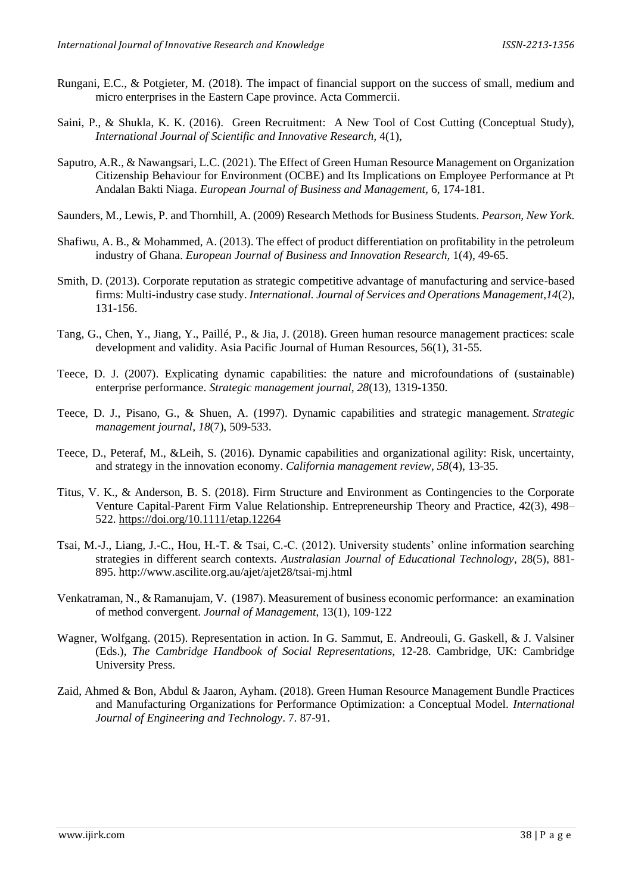Rungani, E.C., & Potgieter, M. (2018). The impact of financial support on the success of small, medium and micro enterprises in the Eastern Cape province. Acta Commercii.

Saini, P., & Shukla, K. K. (2016). Green Recruitment: A New Tool of Cost Cutting (Conceptual Study), *International Journal of Scientific and Innovative Research,* 4(1),

Saputro, A.R., & Nawangsari, L.C. (2021). The Effect of Green Human Resource Management on Organization Citizenship Behaviour for Environment (OCBE) and Its Implications on Employee Performance at Pt Andalan Bakti Niaga. *European Journal of Business and Management,* 6, 174-181.

Saunders, M., Lewis, P. and Thornhill, A. (2009) Research Methods for Business Students. *Pearson, New York.*

Shafiwu, A. B., & Mohammed, A. (2013). The effect of product differentiation on profitability in the petroleum industry of Ghana. *European Journal of Business and Innovation Research,* 1(4), 49-65.

Smith, D. (2013). Corporate reputation as strategic competitive advantage of manufacturing and service-based firms: Multi-industry case study. *International. Journal of Services and Operations Management,14*(2), 131-156.

Tang, G., Chen, Y., Jiang, Y., Paillé, P., & Jia, J. (2018). Green human resource management practices: scale development and validity. Asia Pacific Journal of Human Resources, 56(1), 31-55.

Teece, D. J. (2007). Explicating dynamic capabilities: the nature and microfoundations of (sustainable) enterprise performance. *Strategic management journal*, *28*(13), 1319-1350.

Teece, D. J., Pisano, G., & Shuen, A. (1997). Dynamic capabilities and strategic management. *Strategic management journal*, *18*(7), 509-533.

Teece, D., Peteraf, M., &Leih, S. (2016). Dynamic capabilities and organizational agility: Risk, uncertainty, and strategy in the innovation economy. *California management review*, *58*(4), 13-35.

Titus, V. K., & Anderson, B. S. (2018). Firm Structure and Environment as Contingencies to the Corporate Venture Capital-Parent Firm Value Relationship. Entrepreneurship Theory and Practice, 42(3), 498–522. https://doi.org/10.1111/etap.12264

Tsai, M.-J., Liang, J.-C., Hou, H.-T. & Tsai, C.-C. (2012). University students' online information searching strategies in different search contexts. *Australasian Journal of Educational Technology*, 28(5), 881-895. http://www.ascilite.org.au/ajet/ajet28/tsai-mj.html

Venkatraman, N., & Ramanujam, V. (1987). Measurement of business economic performance: an examination of method convergent. *Journal of Management,* 13(1), 109-122

Wagner, Wolfgang. (2015). Representation in action. In G. Sammut, E. Andreouli, G. Gaskell, & J. Valsiner (Eds.), *The Cambridge Handbook of Social Representations,* 12-28. Cambridge, UK: Cambridge University Press.

Zaid, Ahmed & Bon, Abdul & Jaaron, Ayham. (2018). Green Human Resource Management Bundle Practices and Manufacturing Organizations for Performance Optimization: a Conceptual Model. *International Journal of Engineering and Technology*. 7. 87-91.